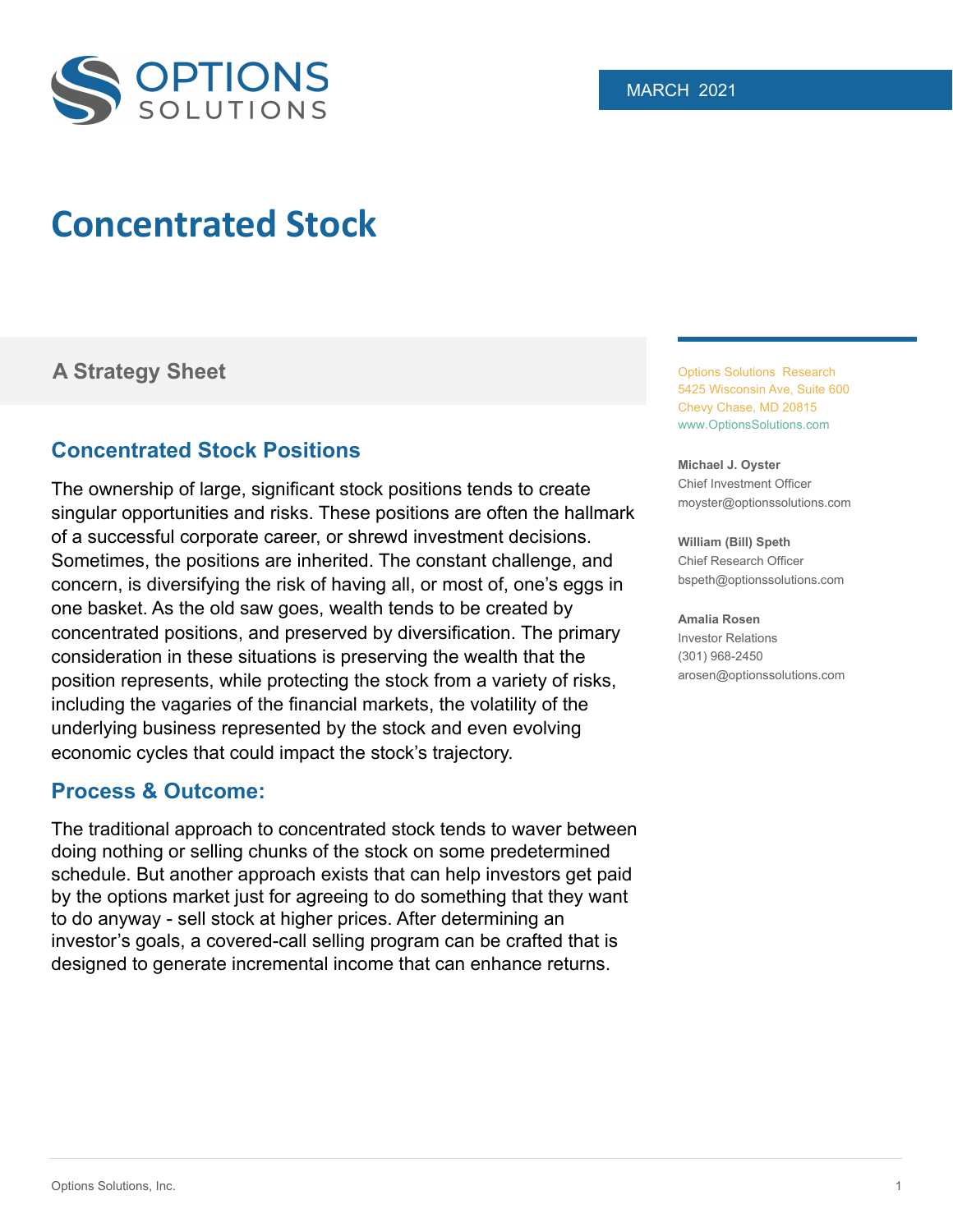OPTIONS SOLUTIONS

MARCH 2021

# Concentrated Stock

## A Strategy Sheet

Options Solutions Research
5425 Wisconsin Ave, Suite 600
Chevy Chase, MD 20815
www.OptionsSolutions.com

**Michael J. Oyster**
Chief Investment Officer
moyster@optionssolutions.com

**William (Bill) Speth**
Chief Research Officer
bspeth@optionssolutions.com

**Amalia Rosen**
Investor Relations
(301) 968-2450
arosen@optionssolutions.com

### Concentrated Stock Positions

The ownership of large, significant stock positions tends to create singular opportunities and risks. These positions are often the hallmark of a successful corporate career, or shrewd investment decisions. Sometimes, the positions are inherited. The constant challenge, and concern, is diversifying the risk of having all, or most of, one's eggs in one basket. As the old saw goes, wealth tends to be created by concentrated positions, and preserved by diversification. The primary consideration in these situations is preserving the wealth that the position represents, while protecting the stock from a variety of risks, including the vagaries of the financial markets, the volatility of the underlying business represented by the stock and even evolving economic cycles that could impact the stock's trajectory.

### Process & Outcome:

The traditional approach to concentrated stock tends to waver between doing nothing or selling chunks of the stock on some predetermined schedule. But another approach exists that can help investors get paid by the options market just for agreeing to do something that they want to do anyway - sell stock at higher prices. After determining an investor's goals, a covered-call selling program can be crafted that is designed to generate incremental income that can enhance returns.

Options Solutions, Inc.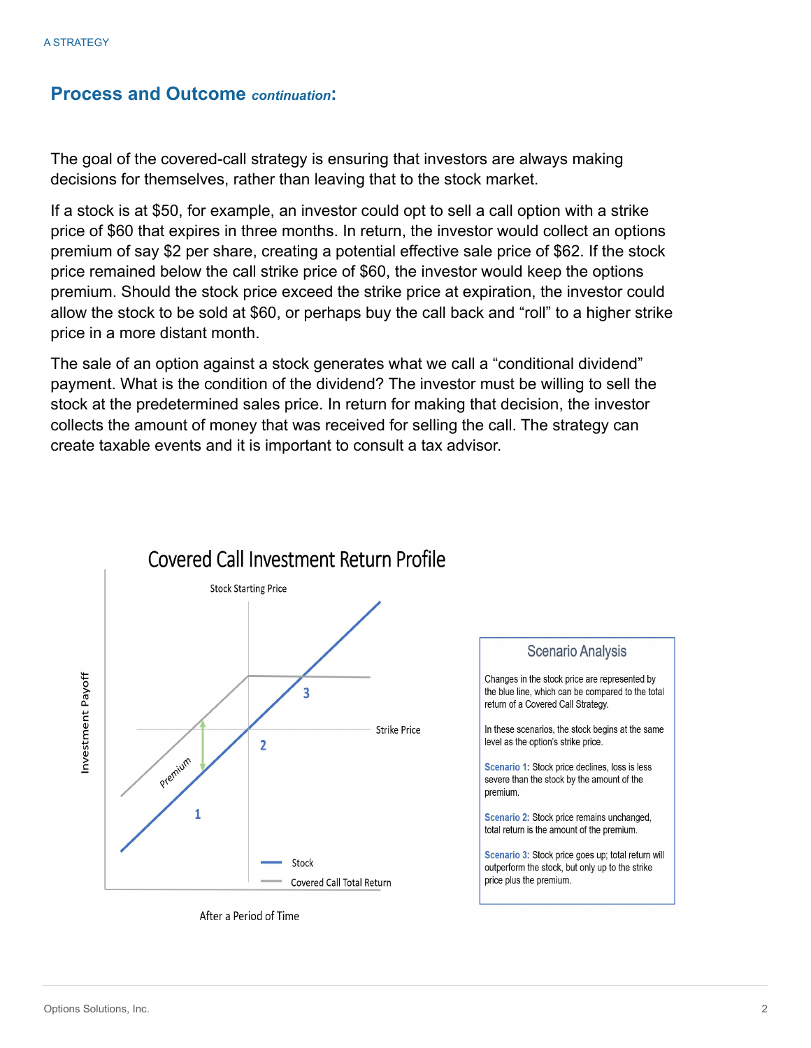## Process and Outcome *continuation*:

The goal of the covered-call strategy is ensuring that investors are always making decisions for themselves, rather than leaving that to the stock market.

If a stock is at $50, for example, an investor could opt to sell a call option with a strike price of $60 that expires in three months. In return, the investor would collect an options premium of say $2 per share, creating a potential effective sale price of $62. If the stock price remained below the call strike price of $60, the investor would keep the options premium. Should the stock price exceed the strike price at expiration, the investor could allow the stock to be sold at $60, or perhaps buy the call back and "roll" to a higher strike price in a more distant month.

The sale of an option against a stock generates what we call a "conditional dividend" payment. What is the condition of the dividend? The investor must be willing to sell the stock at the predetermined sales price. In return for making that decision, the investor collects the amount of money that was received for selling the call. The strategy can create taxable events and it is important to consult a tax advisor.

### Covered Call Investment Return Profile

Stock Starting Price

Investment Payoff

Strike Price

Premium

1 2 3

Stock

Covered Call Total Return

After a Period of Time

#### Scenario Analysis

Changes in the stock price are represented by the blue line, which can be compared to the total return of a Covered Call Strategy.

In these scenarios, the stock begins at the same level as the option's strike price.

**Scenario 1:** Stock price declines, loss is less severe than the stock by the amount of the premium.

**Scenario 2:** Stock price remains unchanged, total return is the amount of the premium.

**Scenario 3:** Stock price goes up; total return will outperform the stock, but only up to the strike price plus the premium.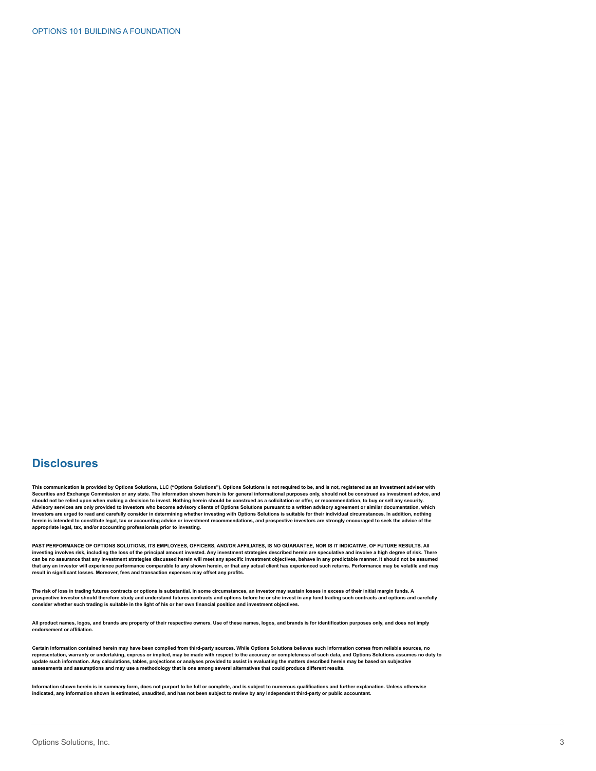## Disclosures

**This communication is provided by Options Solutions, LLC ("Options Solutions"). Options Solutions is not required to be, and is not, registered as an investment adviser with Securities and Exchange Commission or any state. The information shown herein is for general informational purposes only, should not be construed as investment advice, and should not be relied upon when making a decision to invest. Nothing herein should be construed as a solicitation or offer, or recommendation, to buy or sell any security. Advisory services are only provided to investors who become advisory clients of Options Solutions pursuant to a written advisory agreement or similar documentation, which investors are urged to read and carefully consider in determining whether investing with Options Solutions is suitable for their individual circumstances. In addition, nothing herein is intended to constitute legal, tax or accounting advice or investment recommendations, and prospective investors are strongly encouraged to seek the advice of the appropriate legal, tax, and/or accounting professionals prior to investing.**

**PAST PERFORMANCE OF OPTIONS SOLUTIONS, ITS EMPLOYEES, OFFICERS, AND/OR AFFILIATES, IS NO GUARANTEE, NOR IS IT INDICATIVE, OF FUTURE RESULTS. All investing involves risk, including the loss of the principal amount invested. Any investment strategies described herein are speculative and involve a high degree of risk. There can be no assurance that any investment strategies discussed herein will meet any specific investment objectives, behave in any predictable manner. It should not be assumed that any an investor will experience performance comparable to any shown herein, or that any actual client has experienced such returns. Performance may be volatile and may result in significant losses. Moreover, fees and transaction expenses may offset any profits.**

**The risk of loss in trading futures contracts or options is substantial. In some circumstances, an investor may sustain losses in excess of their initial margin funds. A prospective investor should therefore study and understand futures contracts and options before he or she invest in any fund trading such contracts and options and carefully consider whether such trading is suitable in the light of his or her own financial position and investment objectives.**

**All product names, logos, and brands are property of their respective owners. Use of these names, logos, and brands is for identification purposes only, and does not imply endorsement or affiliation.**

**Certain information contained herein may have been compiled from third-party sources. While Options Solutions believes such information comes from reliable sources, no representation, warranty or undertaking, express or implied, may be made with respect to the accuracy or completeness of such data, and Options Solutions assumes no duty to update such information. Any calculations, tables, projections or analyses provided to assist in evaluating the matters described herein may be based on subjective assessments and assumptions and may use a methodology that is one among several alternatives that could produce different results.**

**Information shown herein is in summary form, does not purport to be full or complete, and is subject to numerous qualifications and further explanation. Unless otherwise indicated, any information shown is estimated, unaudited, and has not been subject to review by any independent third-party or public accountant.**